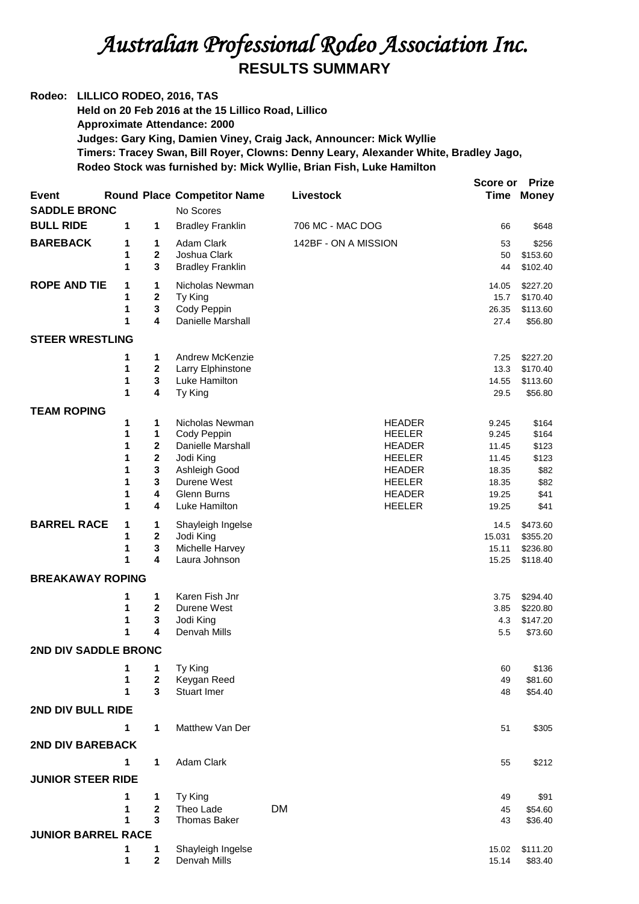# *Australian Professional Rodeo Association Inc.*

## RESULTS SUMMARY

**Rodeo: LILLICO RODEO, 2016, TAS**
**Held on 20 Feb 2016 at the 15 Lillico Road, Lillico**
**Approximate Attendance: 2000**
**Judges: Gary King, Damien Viney, Craig Jack, Announcer: Mick Wyllie**
**Timers: Tracey Swan, Bill Royer, Clowns: Denny Leary, Alexander White, Bradley Jago,**
**Rodeo Stock was furnished by: Mick Wyllie, Brian Fish, Luke Hamilton**

| Event | Round | Place | Competitor Name | Livestock | | Score or Time | Prize Money |
|---|---|---|---|---|---|---|---|
| **SADDLE BRONC** | | | No Scores | | | | |
| **BULL RIDE** | 1 | 1 | Bradley Franklin | 706 MC - MAC DOG | | 66 | $648 |
| **BAREBACK** | 1 | 1 | Adam Clark | 142BF - ON A MISSION | | 53 | $256 |
| | 1 | 2 | Joshua Clark | | | 50 | $153.60 |
| | 1 | 3 | Bradley Franklin | | | 44 | $102.40 |
| **ROPE AND TIE** | 1 | 1 | Nicholas Newman | | | 14.05 | $227.20 |
| | 1 | 2 | Ty King | | | 15.7 | $170.40 |
| | 1 | 3 | Cody Peppin | | | 26.35 | $113.60 |
| | 1 | 4 | Danielle Marshall | | | 27.4 | $56.80 |
| **STEER WRESTLING** | | | | | | | |
| | 1 | 1 | Andrew McKenzie | | | 7.25 | $227.20 |
| | 1 | 2 | Larry Elphinstone | | | 13.3 | $170.40 |
| | 1 | 3 | Luke Hamilton | | | 14.55 | $113.60 |
| | 1 | 4 | Ty King | | | 29.5 | $56.80 |
| **TEAM ROPING** | | | | | | | |
| | 1 | 1 | Nicholas Newman | | HEADER | 9.245 | $164 |
| | 1 | 1 | Cody Peppin | | HEELER | 9.245 | $164 |
| | 1 | 2 | Danielle Marshall | | HEADER | 11.45 | $123 |
| | 1 | 2 | Jodi King | | HEELER | 11.45 | $123 |
| | 1 | 3 | Ashleigh Good | | HEADER | 18.35 | $82 |
| | 1 | 3 | Durene West | | HEELER | 18.35 | $82 |
| | 1 | 4 | Glenn Burns | | HEADER | 19.25 | $41 |
| | 1 | 4 | Luke Hamilton | | HEELER | 19.25 | $41 |
| **BARREL RACE** | 1 | 1 | Shayleigh Ingelse | | | 14.5 | $473.60 |
| | 1 | 2 | Jodi King | | | 15.031 | $355.20 |
| | 1 | 3 | Michelle Harvey | | | 15.11 | $236.80 |
| | 1 | 4 | Laura Johnson | | | 15.25 | $118.40 |
| **BREAKAWAY ROPING** | | | | | | | |
| | 1 | 1 | Karen Fish Jnr | | | 3.75 | $294.40 |
| | 1 | 2 | Durene West | | | 3.85 | $220.80 |
| | 1 | 3 | Jodi King | | | 4.3 | $147.20 |
| | 1 | 4 | Denvah Mills | | | 5.5 | $73.60 |
| **2ND DIV SADDLE BRONC** | | | | | | | |
| | 1 | 1 | Ty King | | | 60 | $136 |
| | 1 | 2 | Keygan Reed | | | 49 | $81.60 |
| | 1 | 3 | Stuart Imer | | | 48 | $54.40 |
| **2ND DIV BULL RIDE** | | | | | | | |
| | 1 | 1 | Matthew Van Der | | | 51 | $305 |
| **2ND DIV BAREBACK** | | | | | | | |
| | 1 | 1 | Adam Clark | | | 55 | $212 |
| **JUNIOR STEER RIDE** | | | | | | | |
| | 1 | 1 | Ty King | | | 49 | $91 |
| | 1 | 2 | Theo Lade | DM | | 45 | $54.60 |
| | 1 | 3 | Thomas Baker | | | 43 | $36.40 |
| **JUNIOR BARREL RACE** | | | | | | | |
| | 1 | 1 | Shayleigh Ingelse | | | 15.02 | $111.20 |
| | 1 | 2 | Denvah Mills | | | 15.14 | $83.40 |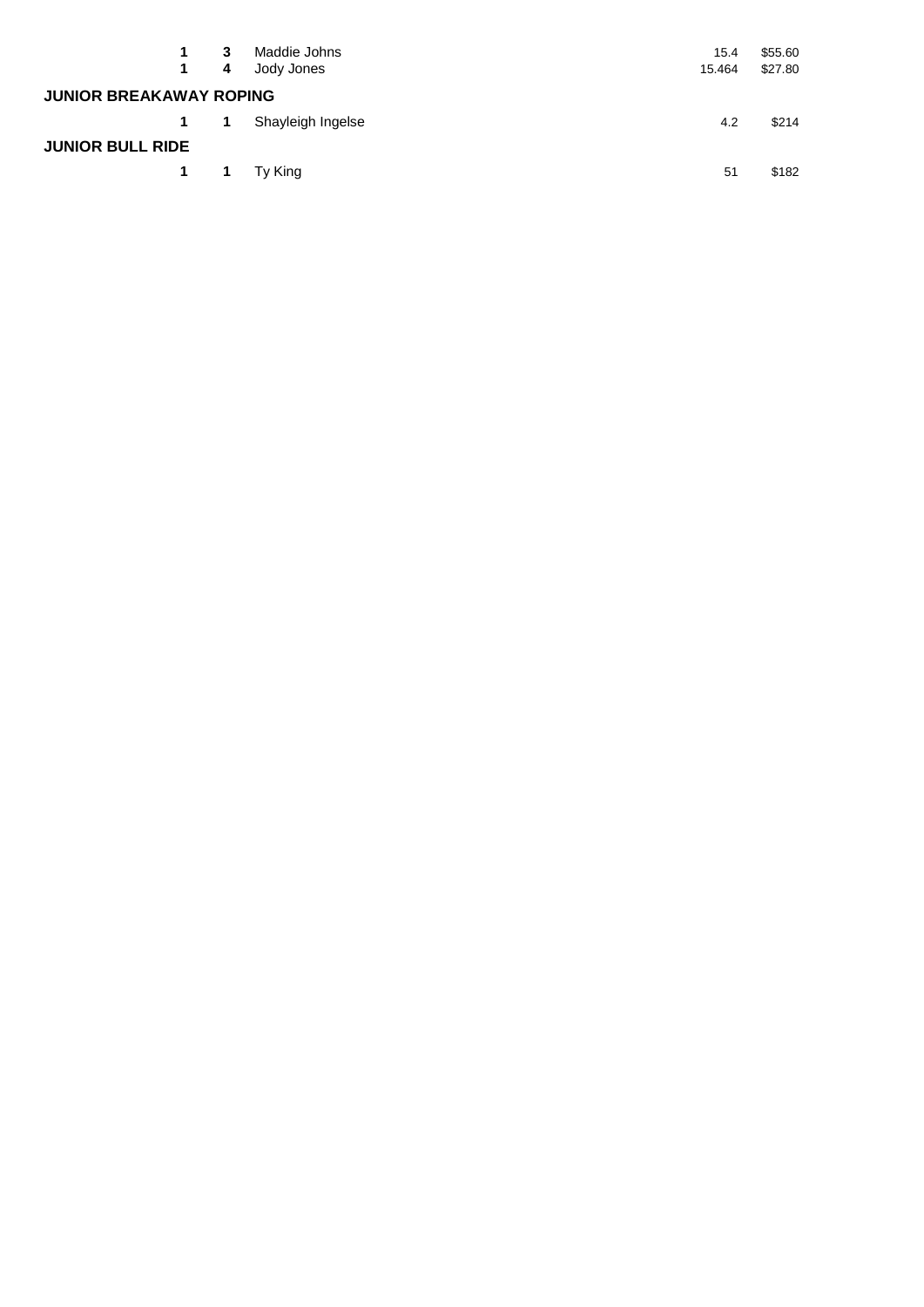| | | | | |
|---|---|---|---|---|
| 1 | 3 | Maddie Johns | 15.4 | $55.60 |
| 1 | 4 | Jody Jones | 15.464 | $27.80 |

### JUNIOR BREAKAWAY ROPING

| | | | | |
|---|---|---|---|---|
| 1 | 1 | Shayleigh Ingelse | 4.2 | $214 |

### JUNIOR BULL RIDE

| | | | | |
|---|---|---|---|---|
| 1 | 1 | Ty King | 51 | $182 |